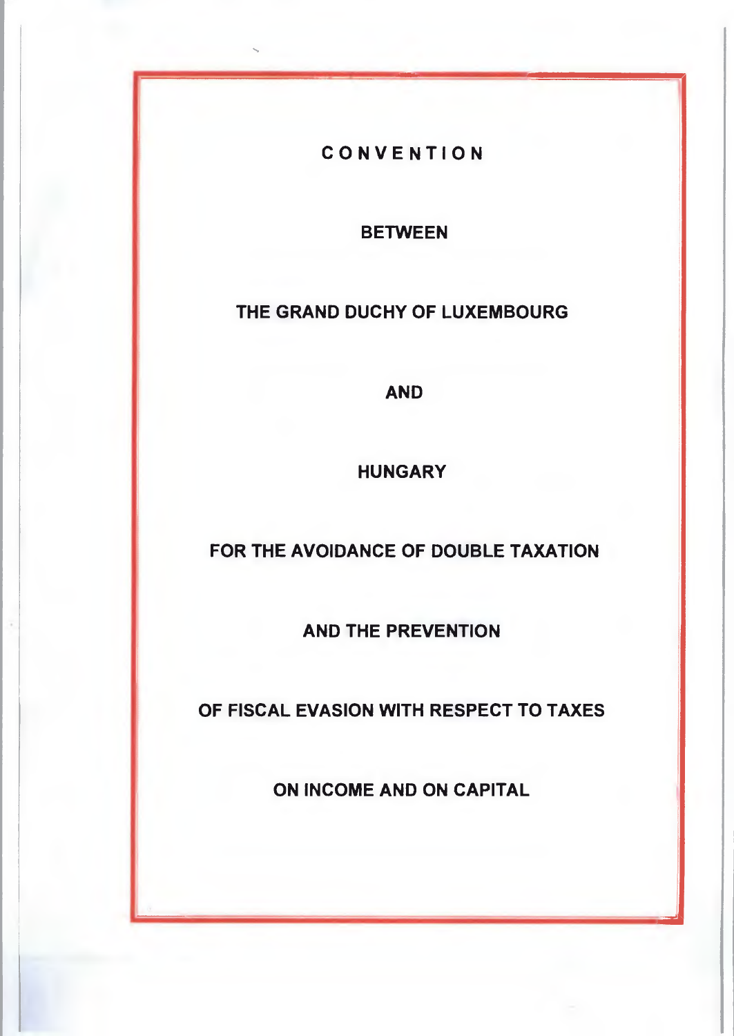# CONVENTION

## BETWEEN

## THE GRAND DUCHY OF LUXEMBOURG

## AND

## HUNGARY

## FOR THE AVOIDANCE OF DOUBLE TAXATION

## AND THE PREVENTION

## OF FISCAL EVASION WITH RESPECT TO TAXES

## ON INCOME AND ON CAPITAL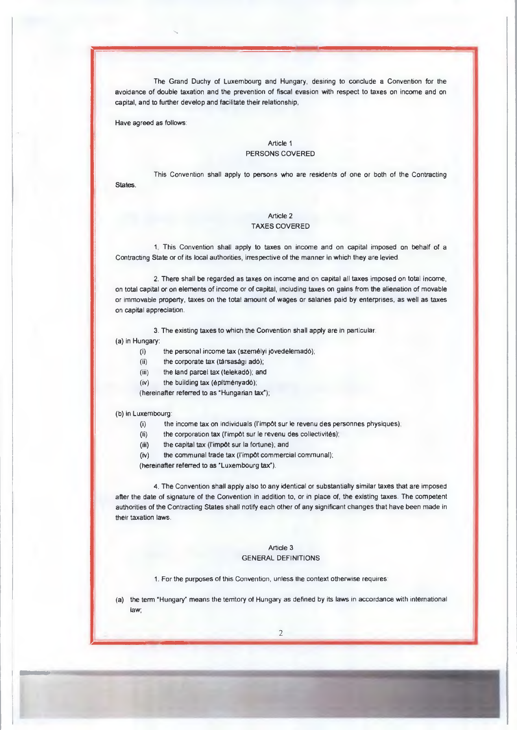The Grand Duchy of Luxembourg and Hungary, desiring to conclude a Convention for the avoidance of double taxation and the prevention of fiscal evasion with respect to taxes on income and on capital, and to further develop and facilitate their relationship,

Have agreed as follows:

## Article 1
## PERSONS COVERED

This Convention shall apply to persons who are residents of one or both of the Contracting States.

## Article 2
## TAXES COVERED

1. This Convention shall apply to taxes on income and on capital imposed on behalf of a Contracting State or of its local authorities, irrespective of the manner in which they are levied.

2. There shall be regarded as taxes on income and on capital all taxes imposed on total income, on total capital or on elements of income or of capital, including taxes on gains from the alienation of movable or immovable property, taxes on the total amount of wages or salaries paid by enterprises, as well as taxes on capital appreciation.

3. The existing taxes to which the Convention shall apply are in particular:

(a) in Hungary:

- (i) the personal income tax (személyi jövedelemadó);
- (ii) the corporate tax (társasági adó);
- (iii) the land parcel tax (telekadó); and
- (iv) the building tax (építményadó);

(hereinafter referred to as "Hungarian tax");

(b) in Luxembourg:

- (i) the income tax on individuals (l'impôt sur le revenu des personnes physiques);
- (ii) the corporation tax (l'impôt sur le revenu des collectivités);
- (iii) the capital tax (l'impôt sur la fortune); and
- (iv) the communal trade tax (l'impôt commercial communal);

(hereinafter referred to as "Luxembourg tax").

4. The Convention shall apply also to any identical or substantially similar taxes that are imposed after the date of signature of the Convention in addition to, or in place of, the existing taxes. The competent authorities of the Contracting States shall notify each other of any significant changes that have been made in their taxation laws.

## Article 3
## GENERAL DEFINITIONS

1. For the purposes of this Convention, unless the context otherwise requires:

(a) the term "Hungary" means the territory of Hungary as defined by its laws in accordance with international law;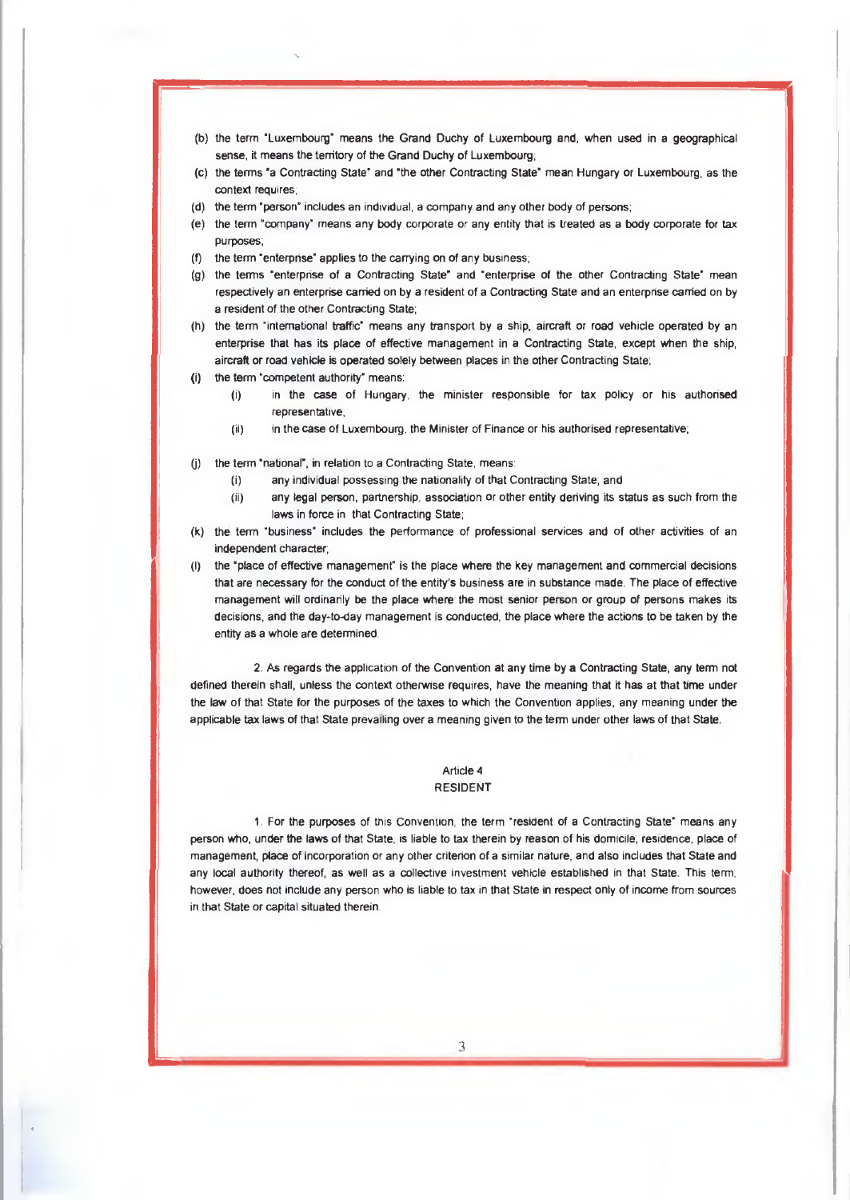(b) the term "Luxembourg" means the Grand Duchy of Luxembourg and, when used in a geographical sense, it means the territory of the Grand Duchy of Luxembourg;

(c) the terms "a Contracting State" and "the other Contracting State" mean Hungary or Luxembourg, as the context requires;

(d) the term "person" includes an individual, a company and any other body of persons;

(e) the term "company" means any body corporate or any entity that is treated as a body corporate for tax purposes;

(f) the term "enterprise" applies to the carrying on of any business;

(g) the terms "enterprise of a Contracting State" and "enterprise of the other Contracting State" mean respectively an enterprise carried on by a resident of a Contracting State and an enterprise carried on by a resident of the other Contracting State;

(h) the term "international traffic" means any transport by a ship, aircraft or road vehicle operated by an enterprise that has its place of effective management in a Contracting State, except when the ship, aircraft or road vehicle is operated solely between places in the other Contracting State;

(i) the term "competent authority" means:

   (i) in the case of Hungary, the minister responsible for tax policy or his authorised representative,

   (ii) in the case of Luxembourg, the Minister of Finance or his authorised representative;

(j) the term "national", in relation to a Contracting State, means:

   (i) any individual possessing the nationality of that Contracting State; and

   (ii) any legal person, partnership, association or other entity deriving its status as such from the laws in force in that Contracting State;

(k) the term "business" includes the performance of professional services and of other activities of an independent character;

(l) the "place of effective management" is the place where the key management and commercial decisions that are necessary for the conduct of the entity's business are in substance made. The place of effective management will ordinarily be the place where the most senior person or group of persons makes its decisions, and the day-to-day management is conducted, the place where the actions to be taken by the entity as a whole are determined.

2. As regards the application of the Convention at any time by a Contracting State, any term not defined therein shall, unless the context otherwise requires, have the meaning that it has at that time under the law of that State for the purposes of the taxes to which the Convention applies, any meaning under the applicable tax laws of that State prevailing over a meaning given to the term under other laws of that State.

## Article 4
## RESIDENT

1. For the purposes of this Convention, the term "resident of a Contracting State" means any person who, under the laws of that State, is liable to tax therein by reason of his domicile, residence, place of management, place of incorporation or any other criterion of a similar nature, and also includes that State and any local authority thereof, as well as a collective investment vehicle established in that State. This term, however, does not include any person who is liable to tax in that State in respect only of income from sources in that State or capital situated therein.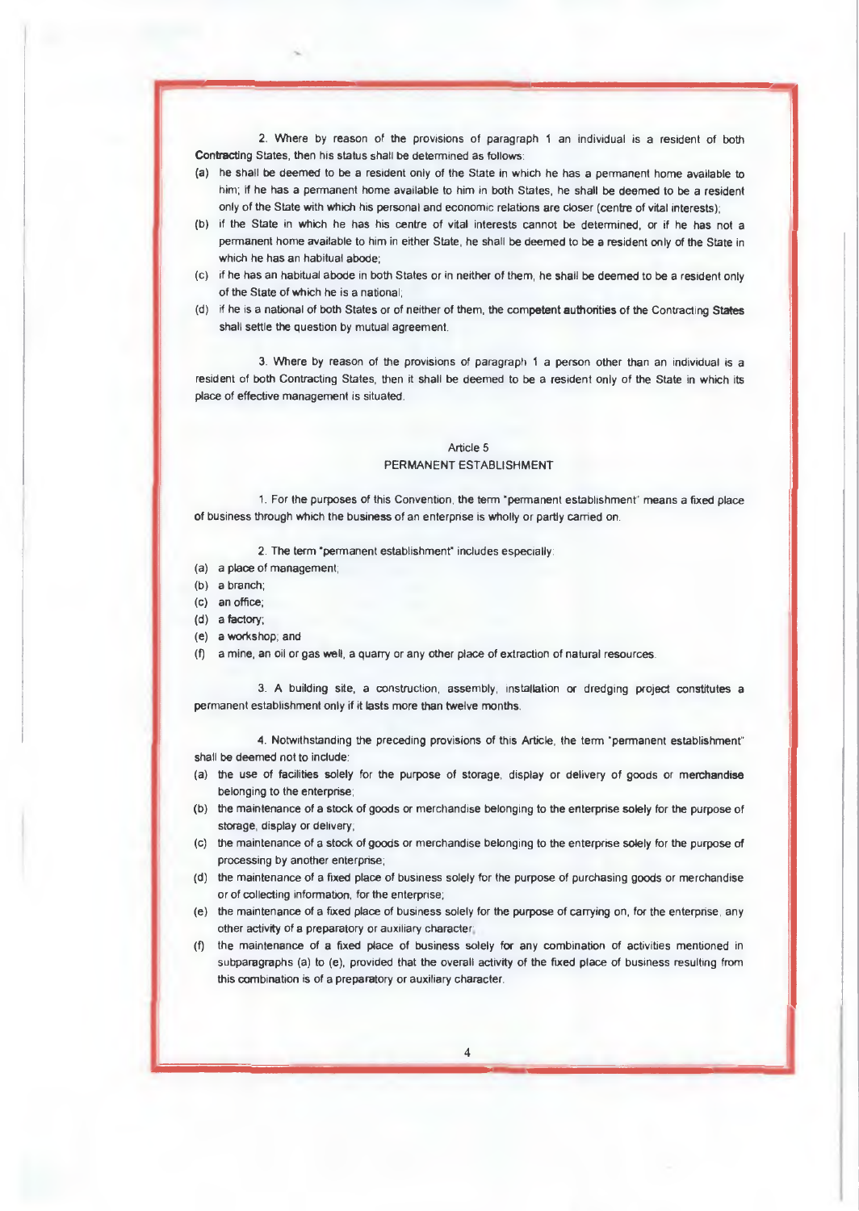2. Where by reason of the provisions of paragraph 1 an individual is a resident of both Contracting States, then his status shall be determined as follows:

(a) he shall be deemed to be a resident only of the State in which he has a permanent home available to him; if he has a permanent home available to him in both States, he shall be deemed to be a resident only of the State with which his personal and economic relations are closer (centre of vital interests);

(b) if the State in which he has his centre of vital interests cannot be determined, or if he has not a permanent home available to him in either State, he shall be deemed to be a resident only of the State in which he has an habitual abode;

(c) if he has an habitual abode in both States or in neither of them, he shall be deemed to be a resident only of the State of which he is a national;

(d) if he is a national of both States or of neither of them, the competent authorities of the Contracting States shall settle the question by mutual agreement.

3. Where by reason of the provisions of paragraph 1 a person other than an individual is a resident of both Contracting States, then it shall be deemed to be a resident only of the State in which its place of effective management is situated.

## Article 5
## PERMANENT ESTABLISHMENT

1. For the purposes of this Convention, the term "permanent establishment" means a fixed place of business through which the business of an enterprise is wholly or partly carried on.

2. The term "permanent establishment" includes especially:

(a) a place of management;

(b) a branch;

(c) an office;

(d) a factory;

(e) a workshop; and

(f) a mine, an oil or gas well, a quarry or any other place of extraction of natural resources.

3. A building site, a construction, assembly, installation or dredging project constitutes a permanent establishment only if it lasts more than twelve months.

4. Notwithstanding the preceding provisions of this Article, the term "permanent establishment" shall be deemed not to include:

(a) the use of facilities solely for the purpose of storage, display or delivery of goods or merchandise belonging to the enterprise;

(b) the maintenance of a stock of goods or merchandise belonging to the enterprise solely for the purpose of storage, display or delivery;

(c) the maintenance of a stock of goods or merchandise belonging to the enterprise solely for the purpose of processing by another enterprise;

(d) the maintenance of a fixed place of business solely for the purpose of purchasing goods or merchandise or of collecting information, for the enterprise;

(e) the maintenance of a fixed place of business solely for the purpose of carrying on, for the enterprise, any other activity of a preparatory or auxiliary character;

(f) the maintenance of a fixed place of business solely for any combination of activities mentioned in subparagraphs (a) to (e), provided that the overall activity of the fixed place of business resulting from this combination is of a preparatory or auxiliary character.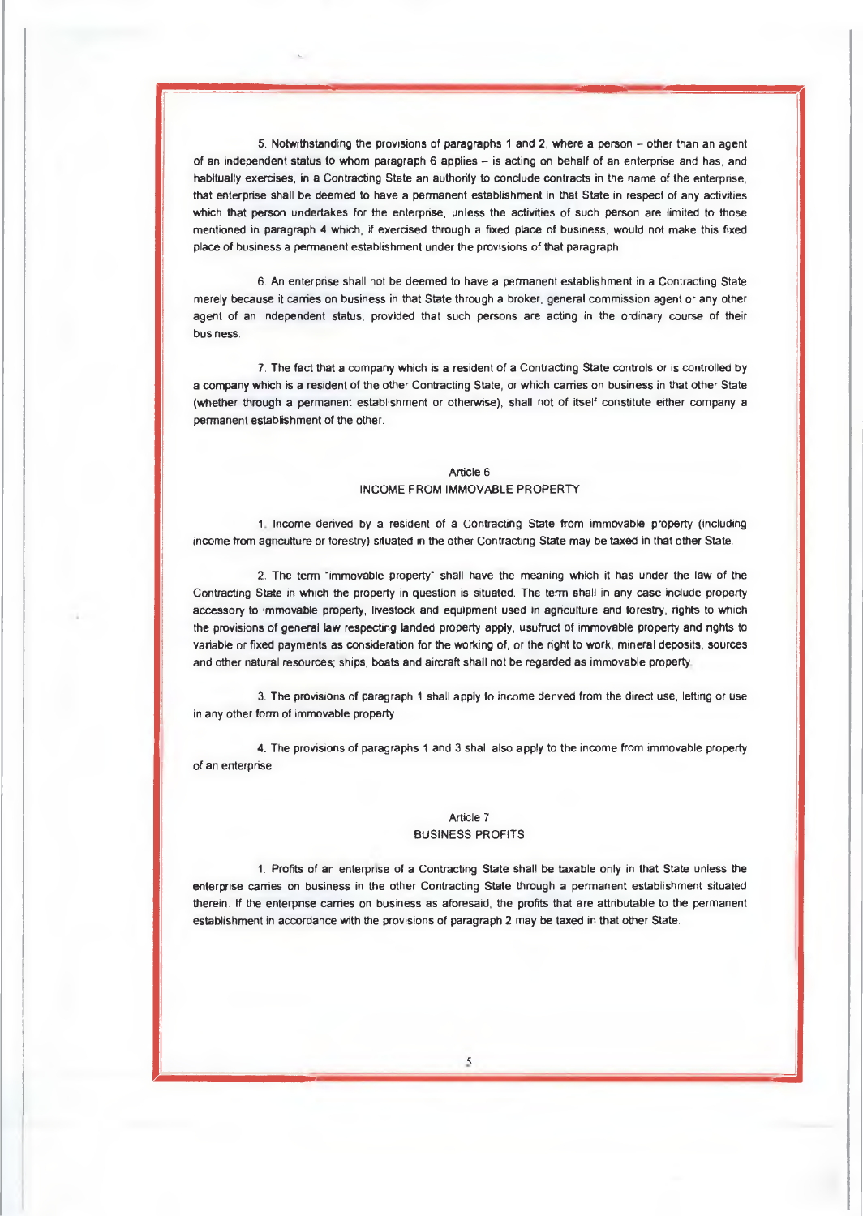5. Notwithstanding the provisions of paragraphs 1 and 2, where a person – other than an agent of an independent status to whom paragraph 6 applies – is acting on behalf of an enterprise and has, and habitually exercises, in a Contracting State an authority to conclude contracts in the name of the enterprise, that enterprise shall be deemed to have a permanent establishment in that State in respect of any activities which that person undertakes for the enterprise, unless the activities of such person are limited to those mentioned in paragraph 4 which, if exercised through a fixed place of business, would not make this fixed place of business a permanent establishment under the provisions of that paragraph.

6. An enterprise shall not be deemed to have a permanent establishment in a Contracting State merely because it carries on business in that State through a broker, general commission agent or any other agent of an independent status, provided that such persons are acting in the ordinary course of their business.

7. The fact that a company which is a resident of a Contracting State controls or is controlled by a company which is a resident of the other Contracting State, or which carries on business in that other State (whether through a permanent establishment or otherwise), shall not of itself constitute either company a permanent establishment of the other.

## Article 6
## INCOME FROM IMMOVABLE PROPERTY

1. Income derived by a resident of a Contracting State from immovable property (including income from agriculture or forestry) situated in the other Contracting State may be taxed in that other State.

2. The term "immovable property" shall have the meaning which it has under the law of the Contracting State in which the property in question is situated. The term shall in any case include property accessory to immovable property, livestock and equipment used in agriculture and forestry, rights to which the provisions of general law respecting landed property apply, usufruct of immovable property and rights to variable or fixed payments as consideration for the working of, or the right to work, mineral deposits, sources and other natural resources; ships, boats and aircraft shall not be regarded as immovable property.

3. The provisions of paragraph 1 shall apply to income derived from the direct use, letting or use in any other form of immovable property.

4. The provisions of paragraphs 1 and 3 shall also apply to the income from immovable property of an enterprise.

## Article 7
## BUSINESS PROFITS

1. Profits of an enterprise of a Contracting State shall be taxable only in that State unless the enterprise carries on business in the other Contracting State through a permanent establishment situated therein. If the enterprise carries on business as aforesaid, the profits that are attributable to the permanent establishment in accordance with the provisions of paragraph 2 may be taxed in that other State.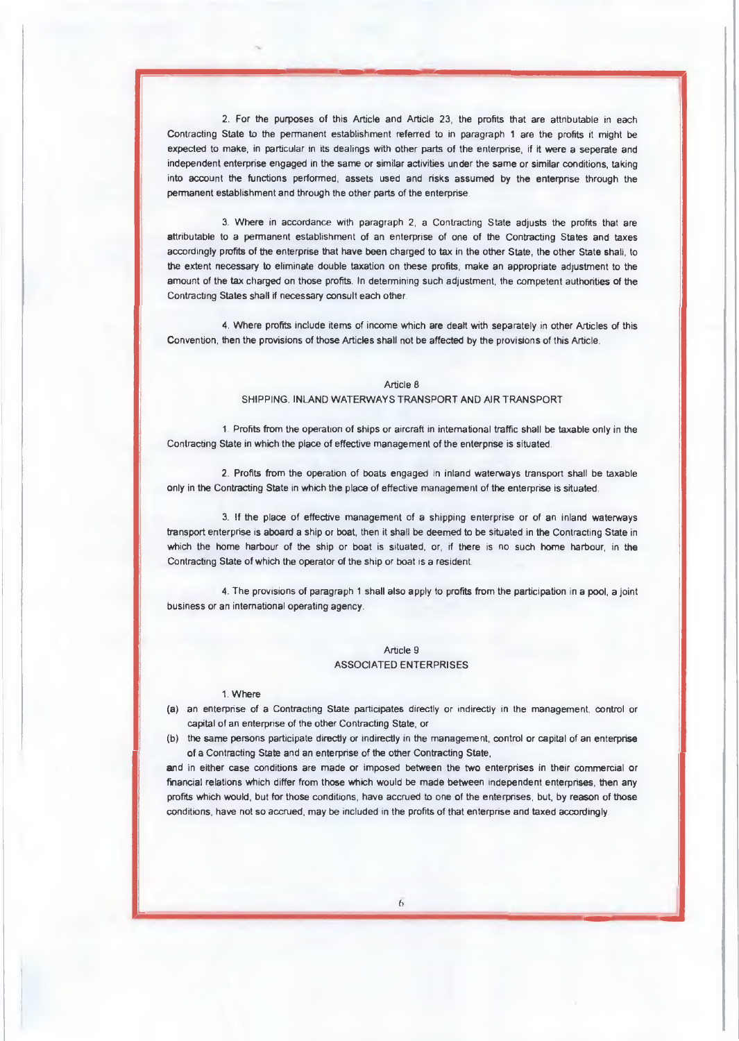2. For the purposes of this Article and Article 23, the profits that are attributable in each Contracting State to the permanent establishment referred to in paragraph 1 are the profits it might be expected to make, in particular in its dealings with other parts of the enterprise, if it were a seperate and independent enterprise engaged in the same or similar activities under the same or similar conditions, taking into account the functions performed, assets used and risks assumed by the enterprise through the permanent establishment and through the other parts of the enterprise.

3. Where in accordance with paragraph 2, a Contracting State adjusts the profits that are attributable to a permanent establishment of an enterprise of one of the Contracting States and taxes accordingly profits of the enterprise that have been charged to tax in the other State, the other State shall, to the extent necessary to eliminate double taxation on these profits, make an appropriate adjustment to the amount of the tax charged on those profits. In determining such adjustment, the competent authorities of the Contracting States shall if necessary consult each other.

4. Where profits include items of income which are dealt with separately in other Articles of this Convention, then the provisions of those Articles shall not be affected by the provisions of this Article.

## Article 8
## SHIPPING, INLAND WATERWAYS TRANSPORT AND AIR TRANSPORT

1. Profits from the operation of ships or aircraft in international traffic shall be taxable only in the Contracting State in which the place of effective management of the enterprise is situated.

2. Profits from the operation of boats engaged in inland waterways transport shall be taxable only in the Contracting State in which the place of effective management of the enterprise is situated.

3. If the place of effective management of a shipping enterprise or of an inland waterways transport enterprise is aboard a ship or boat, then it shall be deemed to be situated in the Contracting State in which the home harbour of the ship or boat is situated, or, if there is no such home harbour, in the Contracting State of which the operator of the ship or boat is a resident.

4. The provisions of paragraph 1 shall also apply to profits from the participation in a pool, a joint business or an international operating agency.

## Article 9
## ASSOCIATED ENTERPRISES

1. Where

(a) an enterprise of a Contracting State participates directly or indirectly in the management, control or capital of an enterprise of the other Contracting State, or

(b) the same persons participate directly or indirectly in the management, control or capital of an enterprise of a Contracting State and an enterprise of the other Contracting State,

and in either case conditions are made or imposed between the two enterprises in their commercial or financial relations which differ from those which would be made between independent enterprises, then any profits which would, but for those conditions, have accrued to one of the enterprises, but, by reason of those conditions, have not so accrued, may be included in the profits of that enterprise and taxed accordingly.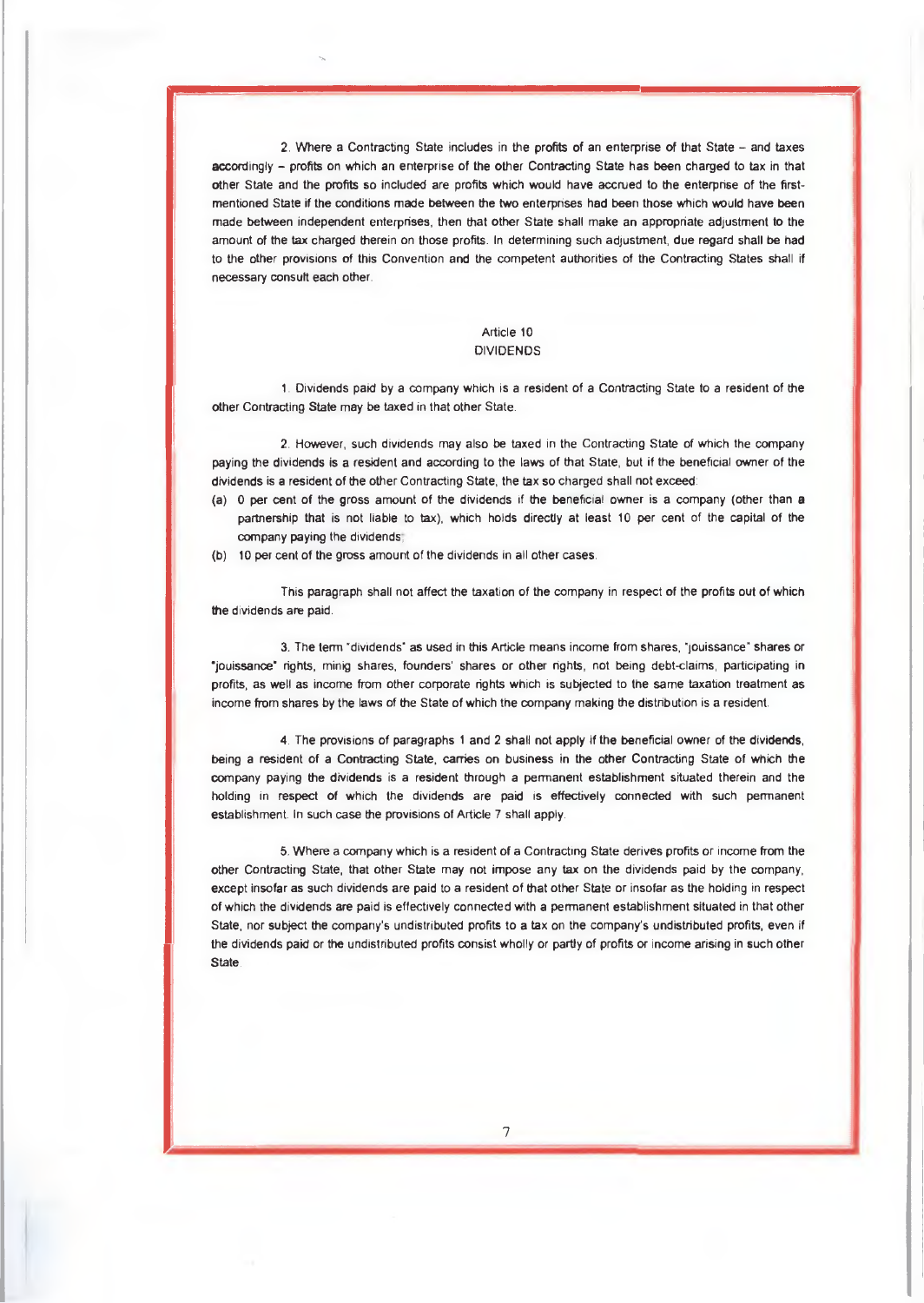2. Where a Contracting State includes in the profits of an enterprise of that State – and taxes accordingly – profits on which an enterprise of the other Contracting State has been charged to tax in that other State and the profits so included are profits which would have accrued to the enterprise of the first-mentioned State if the conditions made between the two enterprises had been those which would have been made between independent enterprises, then that other State shall make an appropriate adjustment to the amount of the tax charged therein on those profits. In determining such adjustment, due regard shall be had to the other provisions of this Convention and the competent authorities of the Contracting States shall if necessary consult each other.

## Article 10
## DIVIDENDS

1. Dividends paid by a company which is a resident of a Contracting State to a resident of the other Contracting State may be taxed in that other State.

2. However, such dividends may also be taxed in the Contracting State of which the company paying the dividends is a resident and according to the laws of that State, but if the beneficial owner of the dividends is a resident of the other Contracting State, the tax so charged shall not exceed:

(a) 0 per cent of the gross amount of the dividends if the beneficial owner is a company (other than a partnership that is not liable to tax), which holds directly at least 10 per cent of the capital of the company paying the dividends;

(b) 10 per cent of the gross amount of the dividends in all other cases.

This paragraph shall not affect the taxation of the company in respect of the profits out of which the dividends are paid.

3. The term "dividends" as used in this Article means income from shares, "jouissance" shares or "jouissance" rights, minig shares, founders' shares or other rights, not being debt-claims, participating in profits, as well as income from other corporate rights which is subjected to the same taxation treatment as income from shares by the laws of the State of which the company making the distribution is a resident.

4. The provisions of paragraphs 1 and 2 shall not apply if the beneficial owner of the dividends, being a resident of a Contracting State, carries on business in the other Contracting State of which the company paying the dividends is a resident through a permanent establishment situated therein and the holding in respect of which the dividends are paid is effectively connected with such permanent establishment. In such case the provisions of Article 7 shall apply.

5. Where a company which is a resident of a Contracting State derives profits or income from the other Contracting State, that other State may not impose any tax on the dividends paid by the company, except insofar as such dividends are paid to a resident of that other State or insofar as the holding in respect of which the dividends are paid is effectively connected with a permanent establishment situated in that other State, nor subject the company's undistributed profits to a tax on the company's undistributed profits, even if the dividends paid or the undistributed profits consist wholly or partly of profits or income arising in such other State.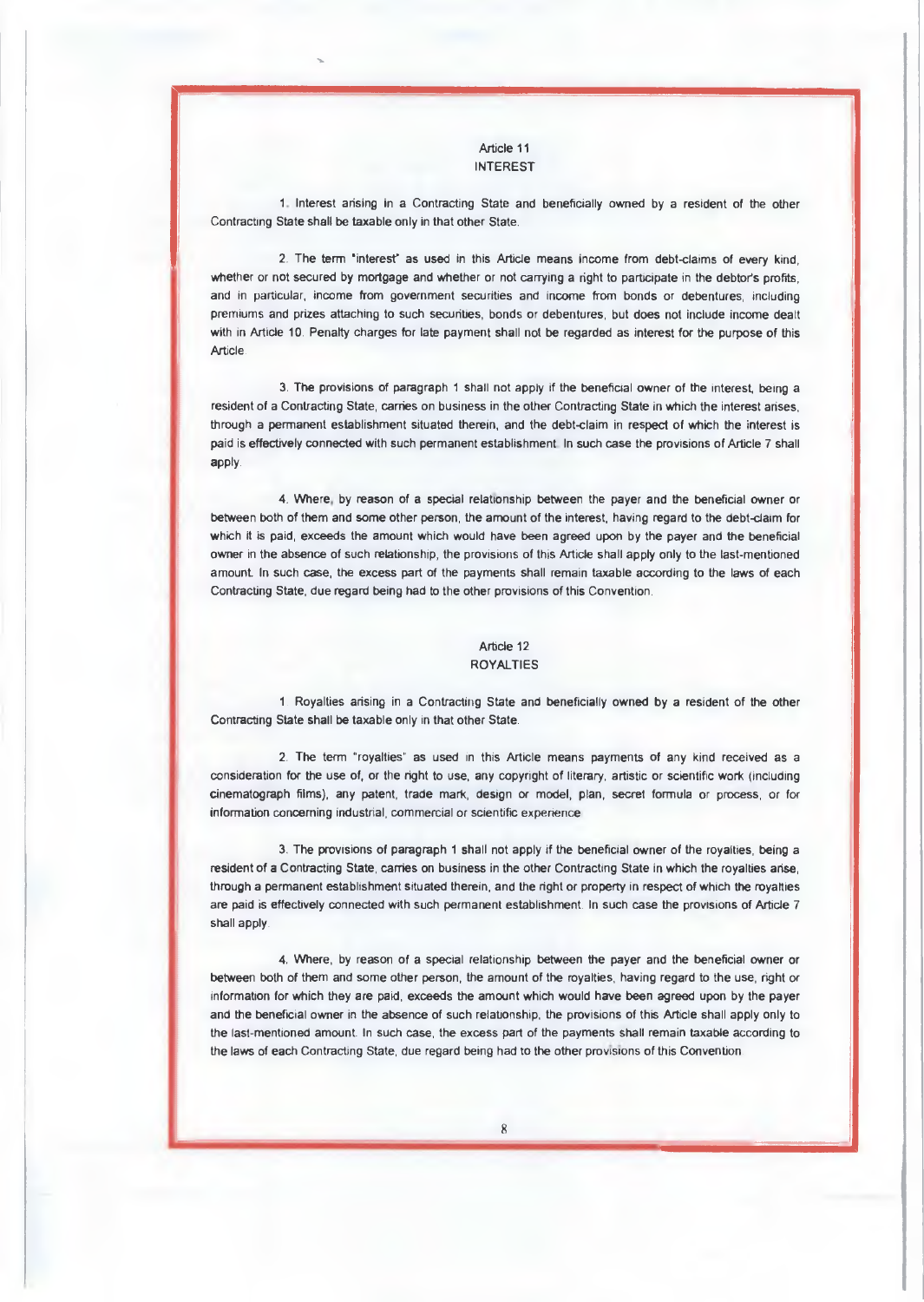## Article 11
## INTEREST

1. Interest arising in a Contracting State and beneficially owned by a resident of the other Contracting State shall be taxable only in that other State.

2. The term "interest" as used in this Article means income from debt-claims of every kind, whether or not secured by mortgage and whether or not carrying a right to participate in the debtor's profits, and in particular, income from government securities and income from bonds or debentures, including premiums and prizes attaching to such securities, bonds or debentures, but does not include income dealt with in Article 10. Penalty charges for late payment shall not be regarded as interest for the purpose of this Article.

3. The provisions of paragraph 1 shall not apply if the beneficial owner of the interest, being a resident of a Contracting State, carries on business in the other Contracting State in which the interest arises, through a permanent establishment situated therein, and the debt-claim in respect of which the interest is paid is effectively connected with such permanent establishment. In such case the provisions of Article 7 shall apply.

4. Where, by reason of a special relationship between the payer and the beneficial owner or between both of them and some other person, the amount of the interest, having regard to the debt-claim for which it is paid, exceeds the amount which would have been agreed upon by the payer and the beneficial owner in the absence of such relationship, the provisions of this Article shall apply only to the last-mentioned amount. In such case, the excess part of the payments shall remain taxable according to the laws of each Contracting State, due regard being had to the other provisions of this Convention.

## Article 12
## ROYALTIES

1. Royalties arising in a Contracting State and beneficially owned by a resident of the other Contracting State shall be taxable only in that other State.

2. The term "royalties" as used in this Article means payments of any kind received as a consideration for the use of, or the right to use, any copyright of literary, artistic or scientific work (including cinematograph films), any patent, trade mark, design or model, plan, secret formula or process, or for information concerning industrial, commercial or scientific experience.

3. The provisions of paragraph 1 shall not apply if the beneficial owner of the royalties, being a resident of a Contracting State, carries on business in the other Contracting State in which the royalties arise, through a permanent establishment situated therein, and the right or property in respect of which the royalties are paid is effectively connected with such permanent establishment. In such case the provisions of Article 7 shall apply.

4. Where, by reason of a special relationship between the payer and the beneficial owner or between both of them and some other person, the amount of the royalties, having regard to the use, right or information for which they are paid, exceeds the amount which would have been agreed upon by the payer and the beneficial owner in the absence of such relationship, the provisions of this Article shall apply only to the last-mentioned amount. In such case, the excess part of the payments shall remain taxable according to the laws of each Contracting State, due regard being had to the other provisions of this Convention.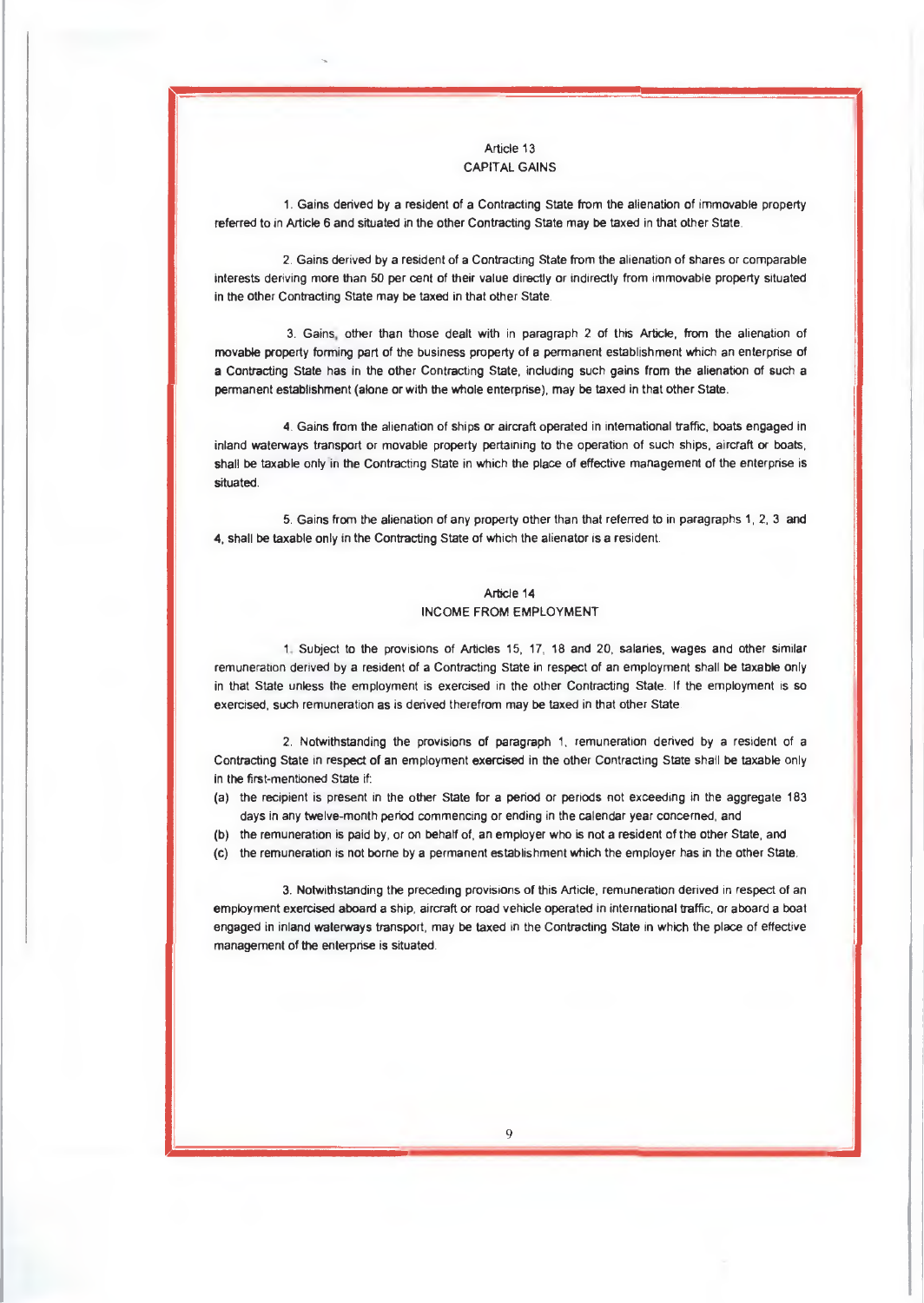## Article 13
## CAPITAL GAINS

1. Gains derived by a resident of a Contracting State from the alienation of immovable property referred to in Article 6 and situated in the other Contracting State may be taxed in that other State.

2. Gains derived by a resident of a Contracting State from the alienation of shares or comparable interests deriving more than 50 per cent of their value directly or indirectly from immovable property situated in the other Contracting State may be taxed in that other State.

3. Gains, other than those dealt with in paragraph 2 of this Article, from the alienation of movable property forming part of the business property of a permanent establishment which an enterprise of a Contracting State has in the other Contracting State, including such gains from the alienation of such a permanent establishment (alone or with the whole enterprise), may be taxed in that other State.

4. Gains from the alienation of ships or aircraft operated in international traffic, boats engaged in inland waterways transport or movable property pertaining to the operation of such ships, aircraft or boats, shall be taxable only in the Contracting State in which the place of effective management of the enterprise is situated.

5. Gains from the alienation of any property other than that referred to in paragraphs 1, 2, 3 and 4, shall be taxable only in the Contracting State of which the alienator is a resident.

## Article 14
## INCOME FROM EMPLOYMENT

1. Subject to the provisions of Articles 15, 17, 18 and 20, salaries, wages and other similar remuneration derived by a resident of a Contracting State in respect of an employment shall be taxable only in that State unless the employment is exercised in the other Contracting State. If the employment is so exercised, such remuneration as is derived therefrom may be taxed in that other State.

2. Notwithstanding the provisions of paragraph 1, remuneration derived by a resident of a Contracting State in respect of an employment exercised in the other Contracting State shall be taxable only in the first-mentioned State if:

(a) the recipient is present in the other State for a period or periods not exceeding in the aggregate 183 days in any twelve-month period commencing or ending in the calendar year concerned, and

(b) the remuneration is paid by, or on behalf of, an employer who is not a resident of the other State, and

(c) the remuneration is not borne by a permanent establishment which the employer has in the other State.

3. Notwithstanding the preceding provisions of this Article, remuneration derived in respect of an employment exercised aboard a ship, aircraft or road vehicle operated in international traffic, or aboard a boat engaged in inland waterways transport, may be taxed in the Contracting State in which the place of effective management of the enterprise is situated.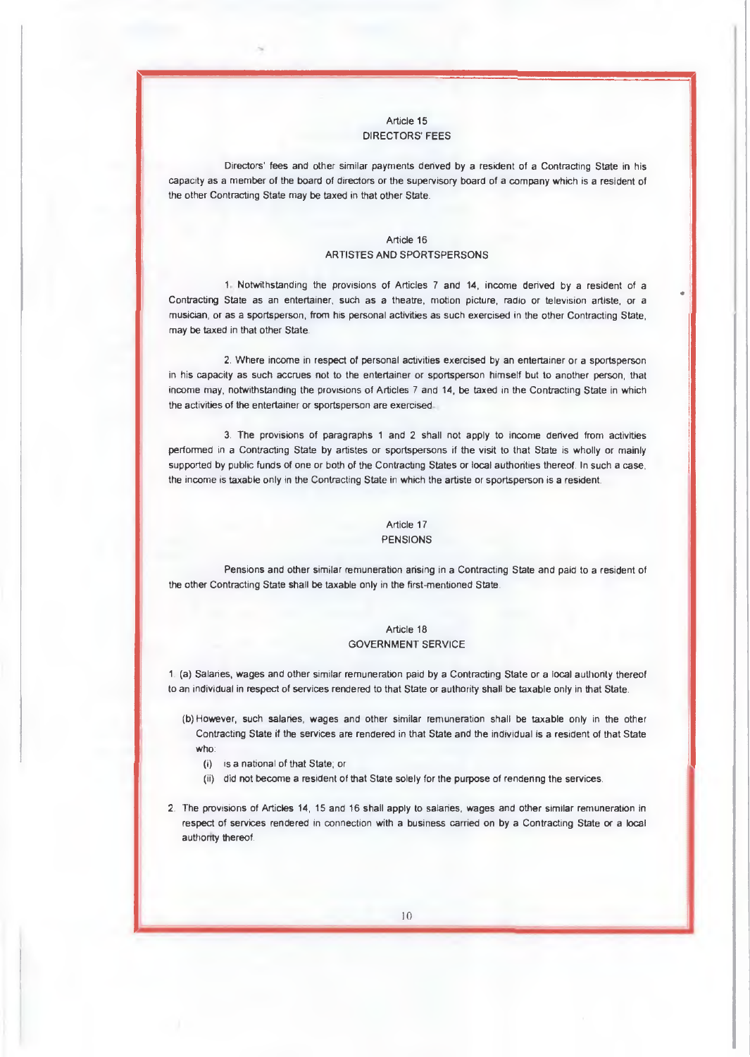## Article 15
## DIRECTORS' FEES

Directors' fees and other similar payments derived by a resident of a Contracting State in his capacity as a member of the board of directors or the supervisory board of a company which is a resident of the other Contracting State may be taxed in that other State.

## Article 16
## ARTISTES AND SPORTSPERSONS

1. Notwithstanding the provisions of Articles 7 and 14, income derived by a resident of a Contracting State as an entertainer, such as a theatre, motion picture, radio or television artiste, or a musician, or as a sportsperson, from his personal activities as such exercised in the other Contracting State, may be taxed in that other State.

2. Where income in respect of personal activities exercised by an entertainer or a sportsperson in his capacity as such accrues not to the entertainer or sportsperson himself but to another person, that income may, notwithstanding the provisions of Articles 7 and 14, be taxed in the Contracting State in which the activities of the entertainer or sportsperson are exercised.

3. The provisions of paragraphs 1 and 2 shall not apply to income derived from activities performed in a Contracting State by artistes or sportspersons if the visit to that State is wholly or mainly supported by public funds of one or both of the Contracting States or local authorities thereof. In such a case, the income is taxable only in the Contracting State in which the artiste or sportsperson is a resident.

## Article 17
## PENSIONS

Pensions and other similar remuneration arising in a Contracting State and paid to a resident of the other Contracting State shall be taxable only in the first-mentioned State.

## Article 18
## GOVERNMENT SERVICE

1. (a) Salaries, wages and other similar remuneration paid by a Contracting State or a local authority thereof to an individual in respect of services rendered to that State or authority shall be taxable only in that State.

(b) However, such salaries, wages and other similar remuneration shall be taxable only in the other Contracting State if the services are rendered in that State and the individual is a resident of that State who:

(i) is a national of that State; or

(ii) did not become a resident of that State solely for the purpose of rendering the services.

2. The provisions of Articles 14, 15 and 16 shall apply to salaries, wages and other similar remuneration in respect of services rendered in connection with a business carried on by a Contracting State or a local authority thereof.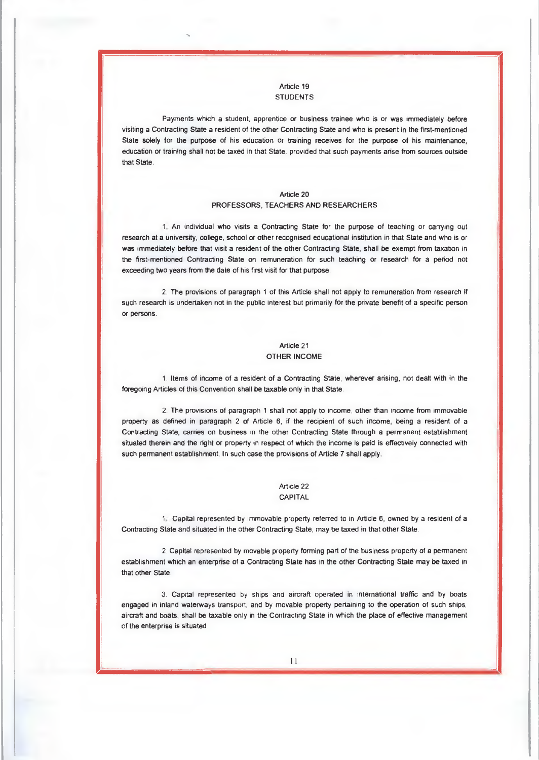## Article 19
## STUDENTS

Payments which a student, apprentice or business trainee who is or was immediately before visiting a Contracting State a resident of the other Contracting State and who is present in the first-mentioned State solely for the purpose of his education or training receives for the purpose of his maintenance, education or training shall not be taxed in that State, provided that such payments arise from sources outside that State.

## Article 20
## PROFESSORS, TEACHERS AND RESEARCHERS

1. An individual who visits a Contracting State for the purpose of teaching or carrying out research at a university, college, school or other recognised educational institution in that State and who is or was immediately before that visit a resident of the other Contracting State, shall be exempt from taxation in the first-mentioned Contracting State on remuneration for such teaching or research for a period not exceeding two years from the date of his first visit for that purpose.

2. The provisions of paragraph 1 of this Article shall not apply to remuneration from research if such research is undertaken not in the public interest but primarily for the private benefit of a specific person or persons.

## Article 21
## OTHER INCOME

1. Items of income of a resident of a Contracting State, wherever arising, not dealt with in the foregoing Articles of this Convention shall be taxable only in that State.

2. The provisions of paragraph 1 shall not apply to income, other than income from immovable property as defined in paragraph 2 of Article 6, if the recipient of such income, being a resident of a Contracting State, carries on business in the other Contracting State through a permanent establishment situated therein and the right or property in respect of which the income is paid is effectively connected with such permanent establishment. In such case the provisions of Article 7 shall apply.

## Article 22
## CAPITAL

1. Capital represented by immovable property referred to in Article 6, owned by a resident of a Contracting State and situated in the other Contracting State, may be taxed in that other State.

2. Capital represented by movable property forming part of the business property of a permanent establishment which an enterprise of a Contracting State has in the other Contracting State may be taxed in that other State.

3. Capital represented by ships and aircraft operated in international traffic and by boats engaged in inland waterways transport, and by movable property pertaining to the operation of such ships, aircraft and boats, shall be taxable only in the Contracting State in which the place of effective management of the enterprise is situated.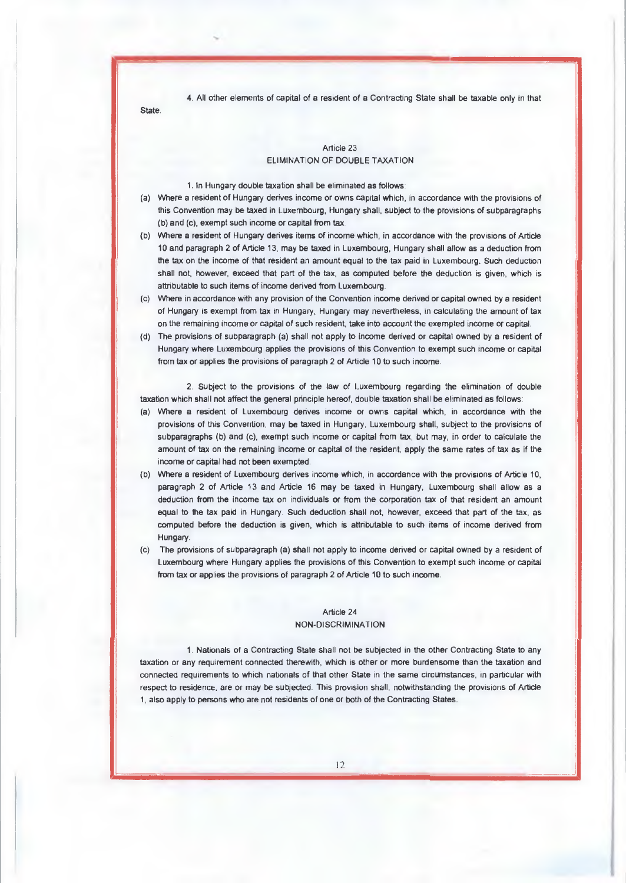4. All other elements of capital of a resident of a Contracting State shall be taxable only in that State.

## Article 23
## ELIMINATION OF DOUBLE TAXATION

1. In Hungary double taxation shall be eliminated as follows:

(a) Where a resident of Hungary derives income or owns capital which, in accordance with the provisions of this Convention may be taxed in Luxembourg, Hungary shall, subject to the provisions of subparagraphs (b) and (c), exempt such income or capital from tax.

(b) Where a resident of Hungary derives items of income which, in accordance with the provisions of Article 10 and paragraph 2 of Article 13, may be taxed in Luxembourg, Hungary shall allow as a deduction from the tax on the income of that resident an amount equal to the tax paid in Luxembourg. Such deduction shall not, however, exceed that part of the tax, as computed before the deduction is given, which is attributable to such items of income derived from Luxembourg.

(c) Where in accordance with any provision of the Convention income derived or capital owned by a resident of Hungary is exempt from tax in Hungary, Hungary may nevertheless, in calculating the amount of tax on the remaining income or capital of such resident, take into account the exempted income or capital.

(d) The provisions of subparagraph (a) shall not apply to income derived or capital owned by a resident of Hungary where Luxembourg applies the provisions of this Convention to exempt such income or capital from tax or applies the provisions of paragraph 2 of Article 10 to such income.

2. Subject to the provisions of the law of Luxembourg regarding the elimination of double taxation which shall not affect the general principle hereof, double taxation shall be eliminated as follows:

(a) Where a resident of Luxembourg derives income or owns capital which, in accordance with the provisions of this Convention, may be taxed in Hungary, Luxembourg shall, subject to the provisions of subparagraphs (b) and (c), exempt such income or capital from tax, but may, in order to calculate the amount of tax on the remaining income or capital of the resident, apply the same rates of tax as if the income or capital had not been exempted.

(b) Where a resident of Luxembourg derives income which, in accordance with the provisions of Article 10, paragraph 2 of Article 13 and Article 16 may be taxed in Hungary, Luxembourg shall allow as a deduction from the income tax on individuals or from the corporation tax of that resident an amount equal to the tax paid in Hungary. Such deduction shall not, however, exceed that part of the tax, as computed before the deduction is given, which is attributable to such items of income derived from Hungary.

(c) The provisions of subparagraph (a) shall not apply to income derived or capital owned by a resident of Luxembourg where Hungary applies the provisions of this Convention to exempt such income or capital from tax or applies the provisions of paragraph 2 of Article 10 to such income.

## Article 24
## NON-DISCRIMINATION

1. Nationals of a Contracting State shall not be subjected in the other Contracting State to any taxation or any requirement connected therewith, which is other or more burdensome than the taxation and connected requirements to which nationals of that other State in the same circumstances, in particular with respect to residence, are or may be subjected. This provision shall, notwithstanding the provisions of Article 1, also apply to persons who are not residents of one or both of the Contracting States.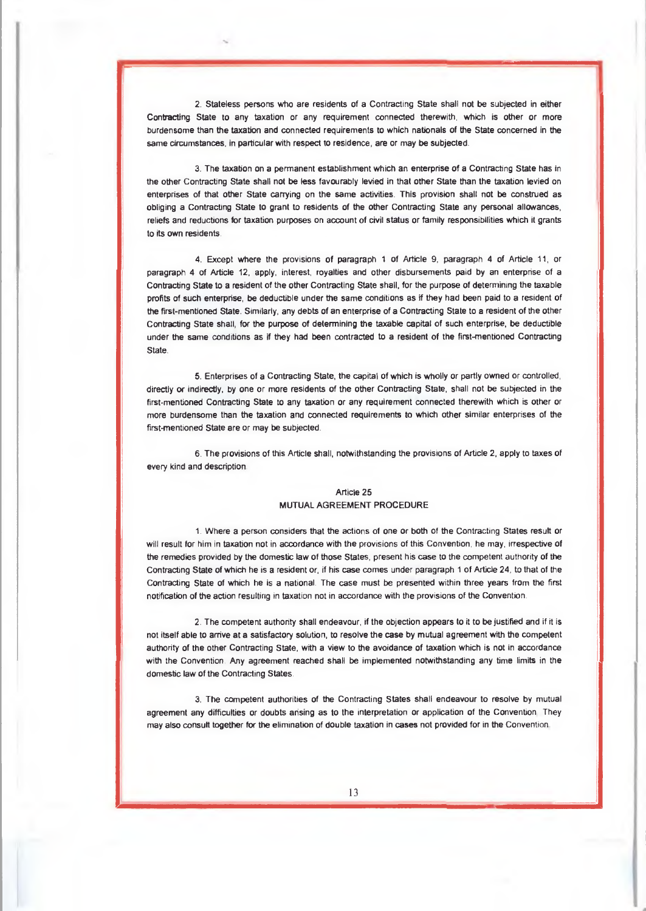2. Stateless persons who are residents of a Contracting State shall not be subjected in either Contracting State to any taxation or any requirement connected therewith, which is other or more burdensome than the taxation and connected requirements to which nationals of the State concerned in the same circumstances, in particular with respect to residence, are or may be subjected.

3. The taxation on a permanent establishment which an enterprise of a Contracting State has in the other Contracting State shall not be less favourably levied in that other State than the taxation levied on enterprises of that other State carrying on the same activities. This provision shall not be construed as obliging a Contracting State to grant to residents of the other Contracting State any personal allowances, reliefs and reductions for taxation purposes on account of civil status or family responsibilities which it grants to its own residents.

4. Except where the provisions of paragraph 1 of Article 9, paragraph 4 of Article 11, or paragraph 4 of Article 12, apply, interest, royalties and other disbursements paid by an enterprise of a Contracting State to a resident of the other Contracting State shall, for the purpose of determining the taxable profits of such enterprise, be deductible under the same conditions as if they had been paid to a resident of the first-mentioned State. Similarly, any debts of an enterprise of a Contracting State to a resident of the other Contracting State shall, for the purpose of determining the taxable capital of such enterprise, be deductible under the same conditions as if they had been contracted to a resident of the first-mentioned Contracting State.

5. Enterprises of a Contracting State, the capital of which is wholly or partly owned or controlled, directly or indirectly, by one or more residents of the other Contracting State, shall not be subjected in the first-mentioned Contracting State to any taxation or any requirement connected therewith which is other or more burdensome than the taxation and connected requirements to which other similar enterprises of the first-mentioned State are or may be subjected.

6. The provisions of this Article shall, notwithstanding the provisions of Article 2, apply to taxes of every kind and description.

## Article 25
## MUTUAL AGREEMENT PROCEDURE

1. Where a person considers that the actions of one or both of the Contracting States result or will result for him in taxation not in accordance with the provisions of this Convention, he may, irrespective of the remedies provided by the domestic law of those States, present his case to the competent authority of the Contracting State of which he is a resident or, if his case comes under paragraph 1 of Article 24, to that of the Contracting State of which he is a national. The case must be presented within three years from the first notification of the action resulting in taxation not in accordance with the provisions of the Convention.

2. The competent authority shall endeavour, if the objection appears to it to be justified and if it is not itself able to arrive at a satisfactory solution, to resolve the case by mutual agreement with the competent authority of the other Contracting State, with a view to the avoidance of taxation which is not in accordance with the Convention. Any agreement reached shall be implemented notwithstanding any time limits in the domestic law of the Contracting States.

3. The competent authorities of the Contracting States shall endeavour to resolve by mutual agreement any difficulties or doubts arising as to the interpretation or application of the Convention. They may also consult together for the elimination of double taxation in cases not provided for in the Convention.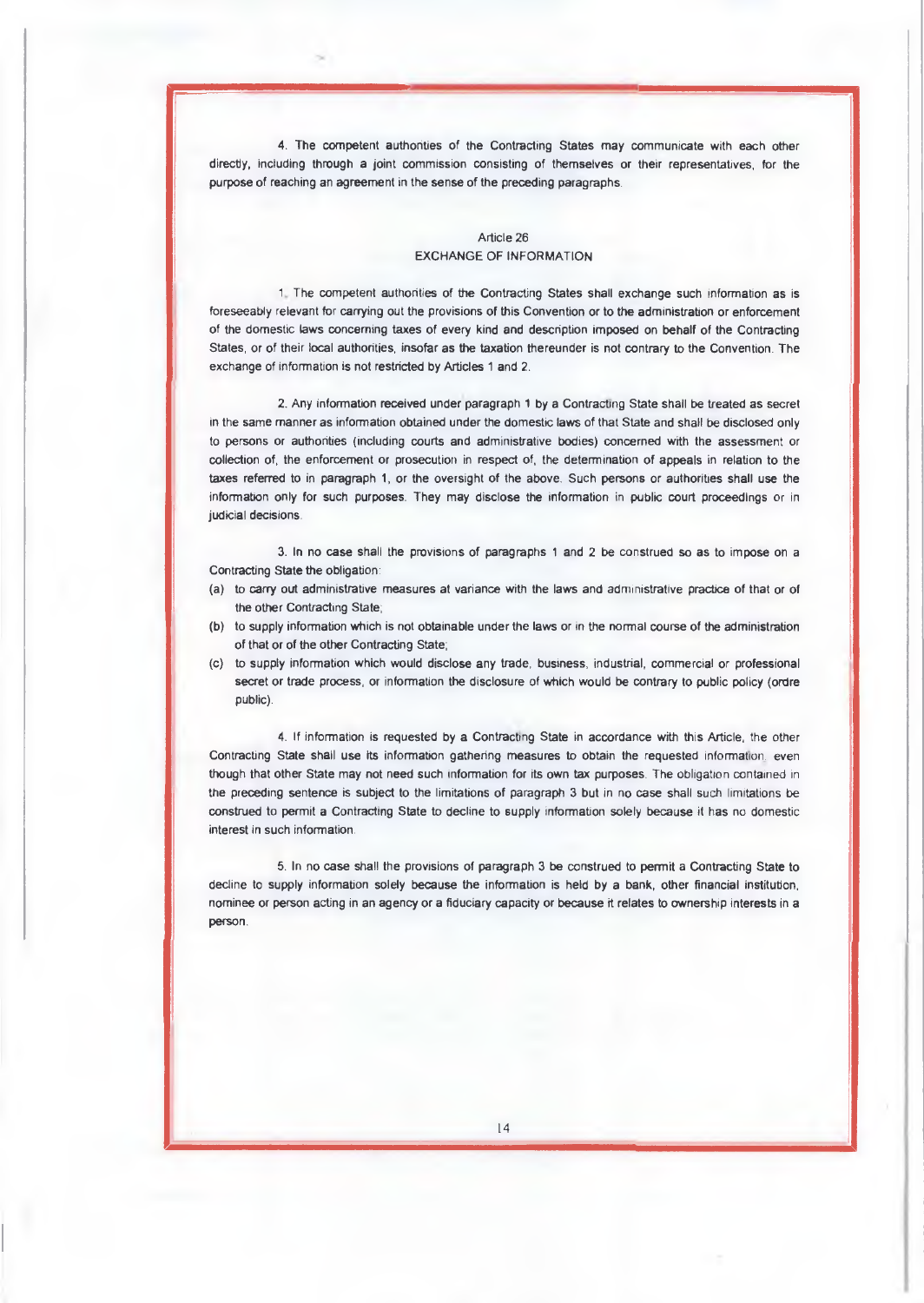4. The competent authorities of the Contracting States may communicate with each other directly, including through a joint commission consisting of themselves or their representatives, for the purpose of reaching an agreement in the sense of the preceding paragraphs.

## Article 26
## EXCHANGE OF INFORMATION

1. The competent authorities of the Contracting States shall exchange such information as is foreseeably relevant for carrying out the provisions of this Convention or to the administration or enforcement of the domestic laws concerning taxes of every kind and description imposed on behalf of the Contracting States, or of their local authorities, insofar as the taxation thereunder is not contrary to the Convention. The exchange of information is not restricted by Articles 1 and 2.

2. Any information received under paragraph 1 by a Contracting State shall be treated as secret in the same manner as information obtained under the domestic laws of that State and shall be disclosed only to persons or authorities (including courts and administrative bodies) concerned with the assessment or collection of, the enforcement or prosecution in respect of, the determination of appeals in relation to the taxes referred to in paragraph 1, or the oversight of the above. Such persons or authorities shall use the information only for such purposes. They may disclose the information in public court proceedings or in judicial decisions.

3. In no case shall the provisions of paragraphs 1 and 2 be construed so as to impose on a Contracting State the obligation:

(a) to carry out administrative measures at variance with the laws and administrative practice of that or of the other Contracting State;
(b) to supply information which is not obtainable under the laws or in the normal course of the administration of that or of the other Contracting State;
(c) to supply information which would disclose any trade, business, industrial, commercial or professional secret or trade process, or information the disclosure of which would be contrary to public policy (ordre public).

4. If information is requested by a Contracting State in accordance with this Article, the other Contracting State shall use its information gathering measures to obtain the requested information, even though that other State may not need such information for its own tax purposes. The obligation contained in the preceding sentence is subject to the limitations of paragraph 3 but in no case shall such limitations be construed to permit a Contracting State to decline to supply information solely because it has no domestic interest in such information.

5. In no case shall the provisions of paragraph 3 be construed to permit a Contracting State to decline to supply information solely because the information is held by a bank, other financial institution, nominee or person acting in an agency or a fiduciary capacity or because it relates to ownership interests in a person.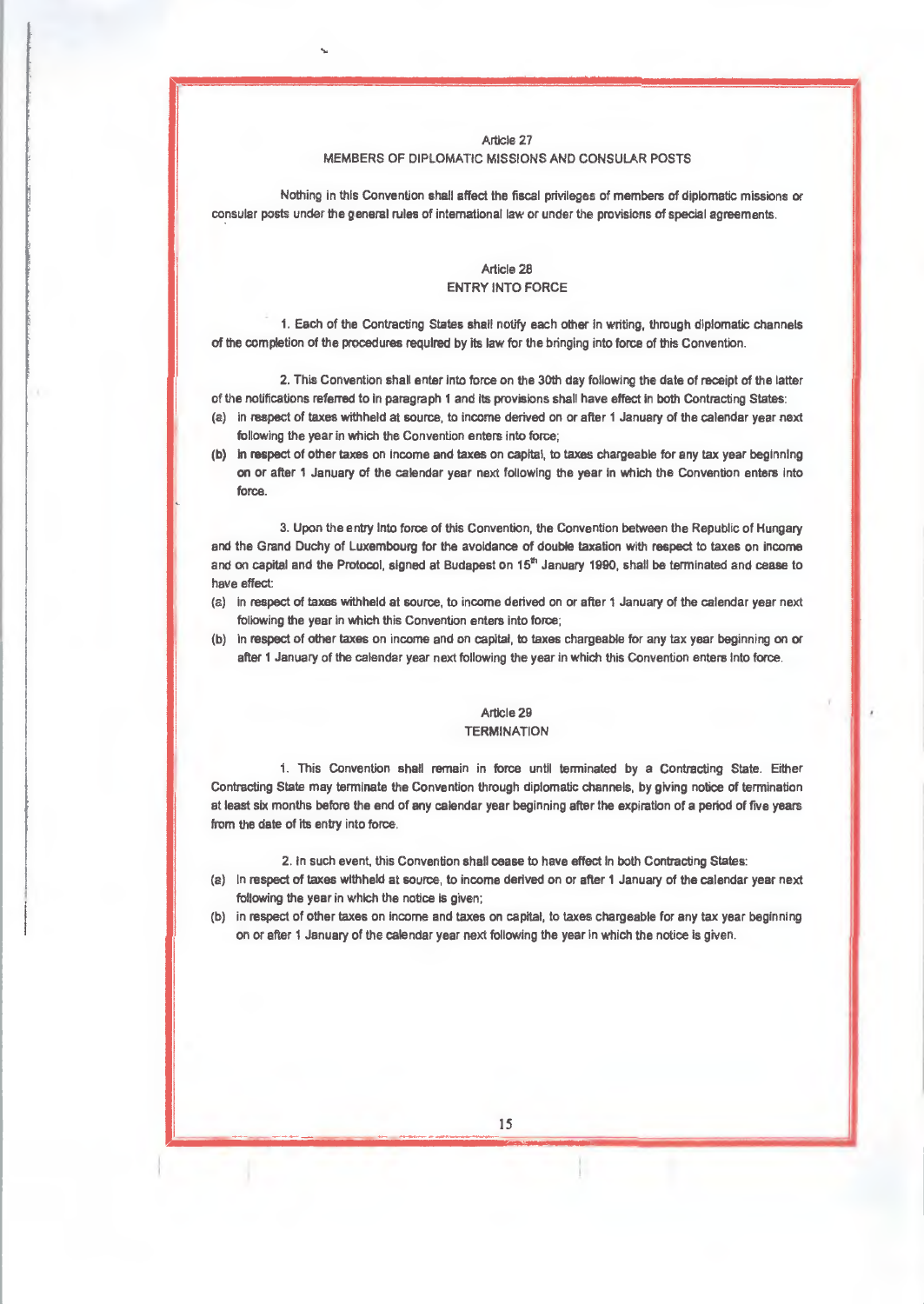## Article 27
## MEMBERS OF DIPLOMATIC MISSIONS AND CONSULAR POSTS

Nothing in this Convention shall affect the fiscal privileges of members of diplomatic missions or consular posts under the general rules of international law or under the provisions of special agreements.

## Article 28
## ENTRY INTO FORCE

1. Each of the Contracting States shall notify each other in writing, through diplomatic channels of the completion of the procedures required by its law for the bringing into force of this Convention.

2. This Convention shall enter into force on the 30th day following the date of receipt of the latter of the notifications referred to in paragraph 1 and its provisions shall have effect in both Contracting States:

(a) in respect of taxes withheld at source, to income derived on or after 1 January of the calendar year next following the year in which the Convention enters into force;

(b) in respect of other taxes on income and taxes on capital, to taxes chargeable for any tax year beginning on or after 1 January of the calendar year next following the year in which the Convention enters into force.

3. Upon the entry into force of this Convention, the Convention between the Republic of Hungary and the Grand Duchy of Luxembourg for the avoidance of double taxation with respect to taxes on income and on capital and the Protocol, signed at Budapest on 15th January 1990, shall be terminated and cease to have effect:

(a) in respect of taxes withheld at source, to income derived on or after 1 January of the calendar year next following the year in which this Convention enters into force;

(b) in respect of other taxes on income and on capital, to taxes chargeable for any tax year beginning on or after 1 January of the calendar year next following the year in which this Convention enters into force.

## Article 29
## TERMINATION

1. This Convention shall remain in force until terminated by a Contracting State. Either Contracting State may terminate the Convention through diplomatic channels, by giving notice of termination at least six months before the end of any calendar year beginning after the expiration of a period of five years from the date of its entry into force.

2. In such event, this Convention shall cease to have effect in both Contracting States:

(a) in respect of taxes withheld at source, to income derived on or after 1 January of the calendar year next following the year in which the notice is given;

(b) in respect of other taxes on income and taxes on capital, to taxes chargeable for any tax year beginning on or after 1 January of the calendar year next following the year in which the notice is given.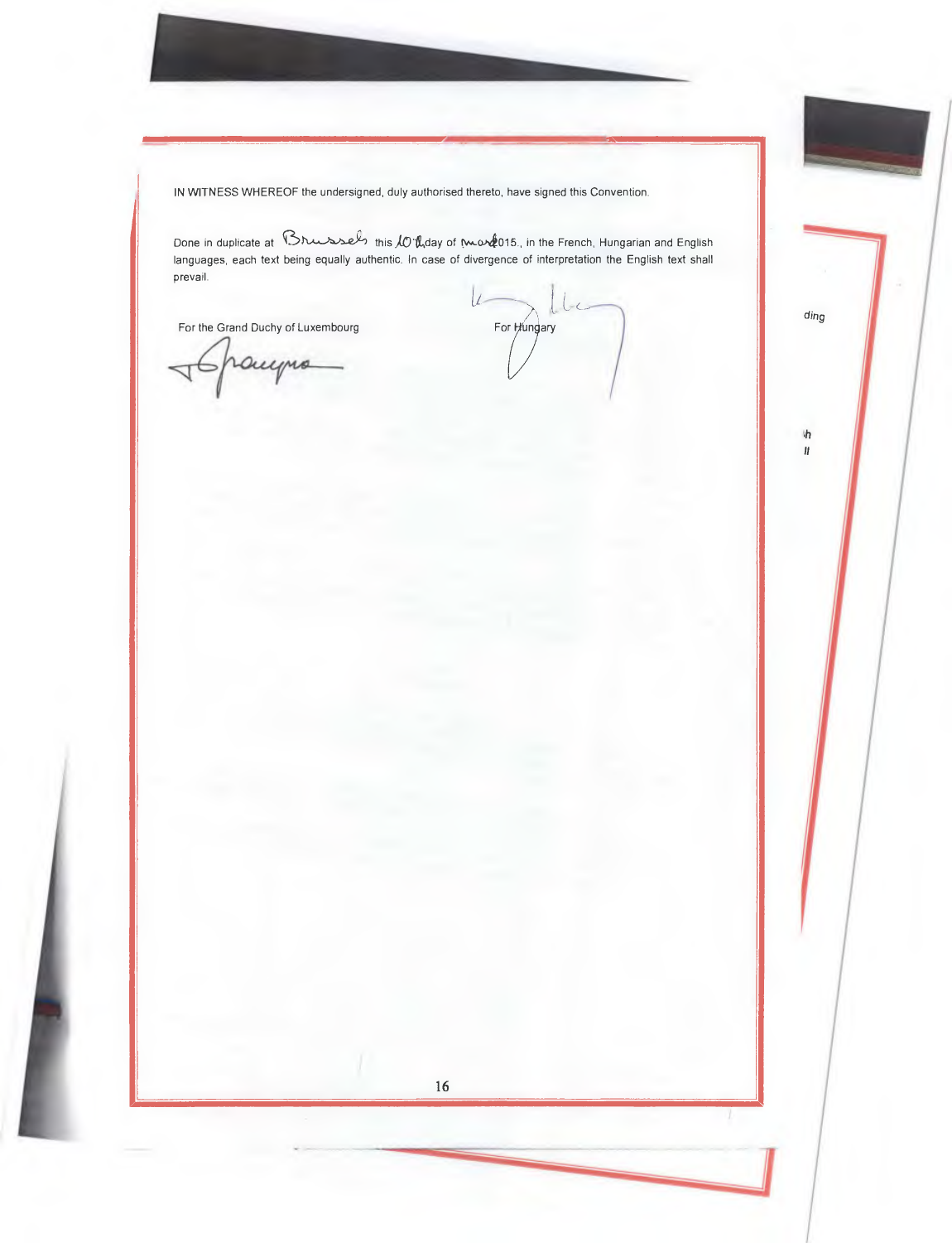IN WITNESS WHEREOF the undersigned, duly authorised thereto, have signed this Convention.

Done in duplicate at Brussels this 10th day of march 2015., in the French, Hungarian and English languages, each text being equally authentic. In case of divergence of interpretation the English text shall prevail.

| For the Grand Duchy of Luxembourg | For Hungary |
| --- | --- |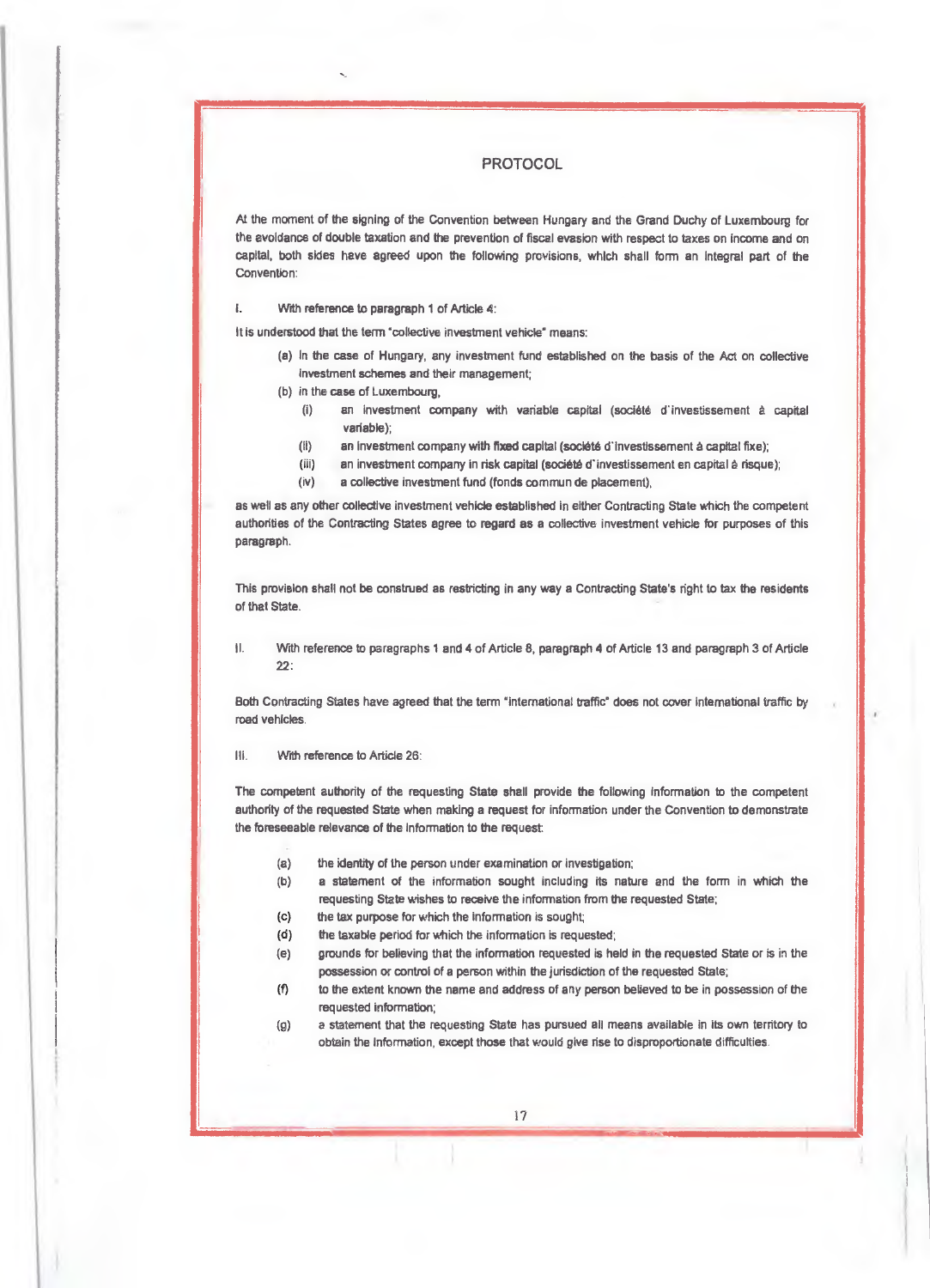## PROTOCOL

At the moment of the signing of the Convention between Hungary and the Grand Duchy of Luxembourg for the avoidance of double taxation and the prevention of fiscal evasion with respect to taxes on income and on capital, both sides have agreed upon the following provisions, which shall form an integral part of the Convention:

I. With reference to paragraph 1 of Article 4:

It is understood that the term "collective investment vehicle" means:

(a) in the case of Hungary, any investment fund established on the basis of the Act on collective investment schemes and their management;

(b) in the case of Luxembourg,

   (i) an investment company with variable capital (société d'investissement à capital variable);

   (ii) an investment company with fixed capital (société d'investissement à capital fixe);

   (iii) an investment company in risk capital (société d'investissement en capital à risque);

   (iv) a collective investment fund (fonds commun de placement),

as well as any other collective investment vehicle established in either Contracting State which the competent authorities of the Contracting States agree to regard as a collective investment vehicle for purposes of this paragraph.

This provision shall not be construed as restricting in any way a Contracting State's right to tax the residents of that State.

II. With reference to paragraphs 1 and 4 of Article 8, paragraph 4 of Article 13 and paragraph 3 of Article 22:

Both Contracting States have agreed that the term "international traffic" does not cover international traffic by road vehicles.

III. With reference to Article 26:

The competent authority of the requesting State shall provide the following information to the competent authority of the requested State when making a request for information under the Convention to demonstrate the foreseeable relevance of the information to the request:

(a) the identity of the person under examination or investigation;

(b) a statement of the information sought including its nature and the form in which the requesting State wishes to receive the information from the requested State;

(c) the tax purpose for which the information is sought;

(d) the taxable period for which the information is requested;

(e) grounds for believing that the information requested is held in the requested State or is in the possession or control of a person within the jurisdiction of the requested State;

(f) to the extent known the name and address of any person believed to be in possession of the requested information;

(g) a statement that the requesting State has pursued all means available in its own territory to obtain the information, except those that would give rise to disproportionate difficulties.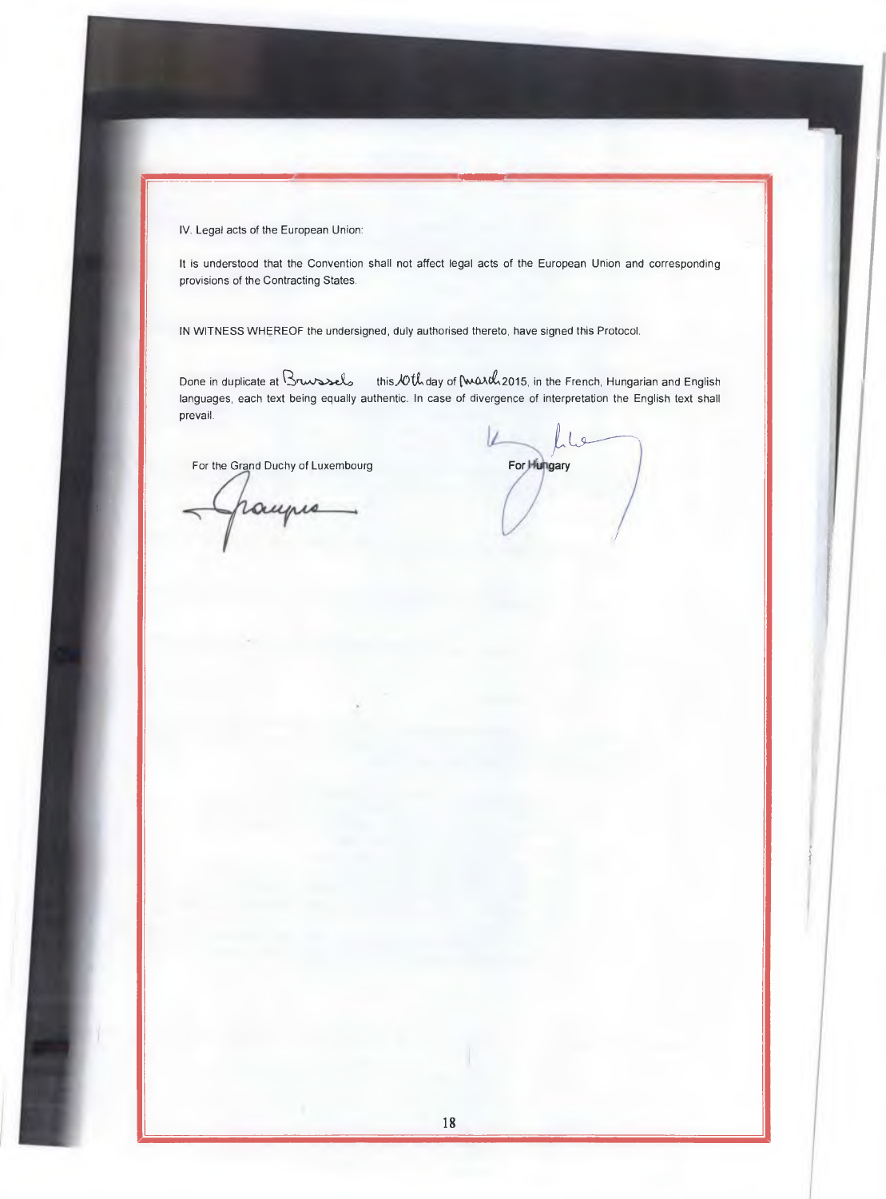IV. Legal acts of the European Union:

It is understood that the Convention shall not affect legal acts of the European Union and corresponding provisions of the Contracting States.

IN WITNESS WHEREOF the undersigned, duly authorised thereto, have signed this Protocol.

Done in duplicate at Brussels this 10th day of March 2015, in the French, Hungarian and English languages, each text being equally authentic. In case of divergence of interpretation the English text shall prevail.

For the Grand Duchy of Luxembourg

For Hungary